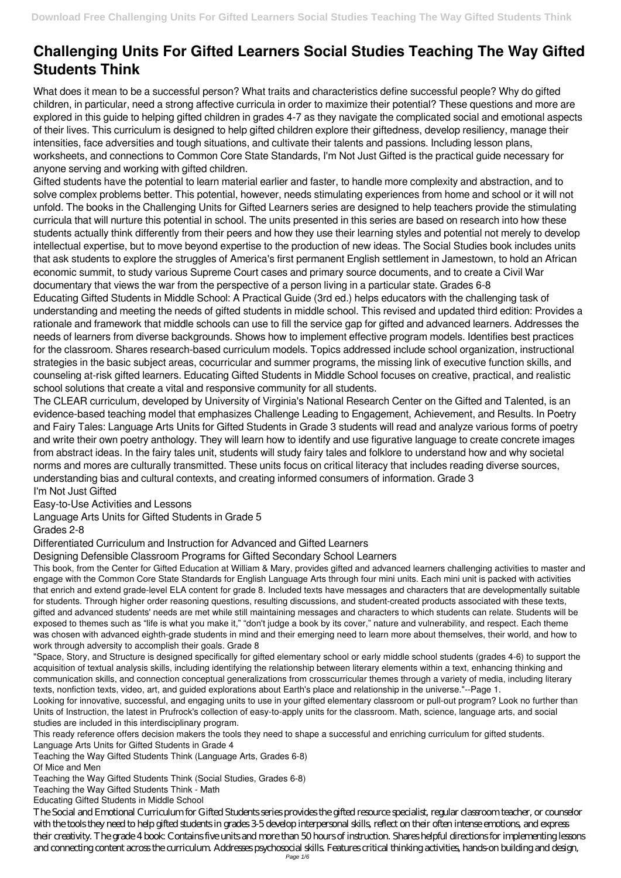# Challenging Units For Gifted Learners Social Studies Teaching The Way Gifted Students Think

What does it mean to be a successful person? What traits and characteristics define successful people? Why do gifted children, in particular, need a strong affective curricula in order to maximize their potential? These questions and more are explored in this guide to helping gifted children in grades 4-7 as they navigate the complicated social and emotional aspects of their lives. This curriculum is designed to help gifted children explore their giftedness, develop resiliency, manage their intensities, face adversities and tough situations, and cultivate their talents and passions. Including lesson plans, worksheets, and connections to Common Core State Standards, I'm Not Just Gifted is the practical guide necessary for anyone serving and working with gifted children.

Gifted students have the potential to learn material earlier and faster, to handle more complexity and abstraction, and to solve complex problems better. This potential, however, needs stimulating experiences from home and school or it will not unfold. The books in the Challenging Units for Gifted Learners series are designed to help teachers provide the stimulating curricula that will nurture this potential in school. The units presented in this series are based on research into how these students actually think differently from their peers and how they use their learning styles and potential not merely to develop intellectual expertise, but to move beyond expertise to the production of new ideas. The Social Studies book includes units that ask students to explore the struggles of America's first permanent English settlement in Jamestown, to hold an African economic summit, to study various Supreme Court cases and primary source documents, and to create a Civil War documentary that views the war from the perspective of a person living in a particular state. Grades 6-8

Educating Gifted Students in Middle School: A Practical Guide (3rd ed.) helps educators with the challenging task of understanding and meeting the needs of gifted students in middle school. This revised and updated third edition: Provides a rationale and framework that middle schools can use to fill the service gap for gifted and advanced learners. Addresses the needs of learners from diverse backgrounds. Shows how to implement effective program models. Identifies best practices for the classroom. Shares research-based curriculum models. Topics addressed include school organization, instructional strategies in the basic subject areas, cocurricular and summer programs, the missing link of executive function skills, and counseling at-risk gifted learners. Educating Gifted Students in Middle School focuses on creative, practical, and realistic school solutions that create a vital and responsive community for all students.

The CLEAR curriculum, developed by University of Virginia's National Research Center on the Gifted and Talented, is an evidence-based teaching model that emphasizes Challenge Leading to Engagement, Achievement, and Results. In Poetry and Fairy Tales: Language Arts Units for Gifted Students in Grade 3 students will read and analyze various forms of poetry and write their own poetry anthology. They will learn how to identify and use figurative language to create concrete images from abstract ideas. In the fairy tales unit, students will study fairy tales and folklore to understand how and why societal norms and mores are culturally transmitted. These units focus on critical literacy that includes reading diverse sources, understanding bias and cultural contexts, and creating informed consumers of information. Grade 3

I'm Not Just Gifted

Easy-to-Use Activities and Lessons

Language Arts Units for Gifted Students in Grade 5

Grades 2-8

Differentiated Curriculum and Instruction for Advanced and Gifted Learners

Designing Defensible Classroom Programs for Gifted Secondary School Learners

This book, from the Center for Gifted Education at William & Mary, provides gifted and advanced learners challenging activities to master and engage with the Common Core State Standards for English Language Arts through four mini units. Each mini unit is packed with activities that enrich and extend grade-level ELA content for grade 8. Included texts have messages and characters that are developmentally suitable for students. Through higher order reasoning questions, resulting discussions, and student-created products associated with these texts, gifted and advanced students' needs are met while still maintaining messages and characters to which students can relate. Students will be exposed to themes such as "life is what you make it," "don't judge a book by its cover," nature and vulnerability, and respect. Each theme was chosen with advanced eighth-grade students in mind and their emerging need to learn more about themselves, their world, and how to work through adversity to accomplish their goals. Grade 8

"Space, Story, and Structure is designed specifically for gifted elementary school or early middle school students (grades 4-6) to support the acquisition of textual analysis skills, including identifying the relationship between literary elements within a text, enhancing thinking and communication skills, and connection conceptual generalizations from crosscurricular themes through a variety of media, including literary texts, nonfiction texts, video, art, and guided explorations about Earth's place and relationship in the universe."--Page 1.

Looking for innovative, successful, and engaging units to use in your gifted elementary classroom or pull-out program? Look no further than Units of Instruction, the latest in Prufrock's collection of easy-to-apply units for the classroom. Math, science, language arts, and social studies are included in this interdisciplinary program.

This ready reference offers decision makers the tools they need to shape a successful and enriching curriculum for gifted students.

Language Arts Units for Gifted Students in Grade 4

Teaching the Way Gifted Students Think (Language Arts, Grades 6-8)

Of Mice and Men

Teaching the Way Gifted Students Think (Social Studies, Grades 6-8)

Teaching the Way Gifted Students Think - Math

Educating Gifted Students in Middle School

The Social and Emotional Curriculum for Gifted Students series provides the gifted resource specialist, regular classroom teacher, or counselor with the tools they need to help gifted students in grades 3-5 develop interpersonal skills, reflect on their often intense emotions, and express their creativity. The grade 4 book: Contains five units and more than 50 hours of instruction. Shares helpful directions for implementing lessons and connecting content across the curriculum. Addresses psychosocial skills. Features critical thinking activities, hands-on building and design,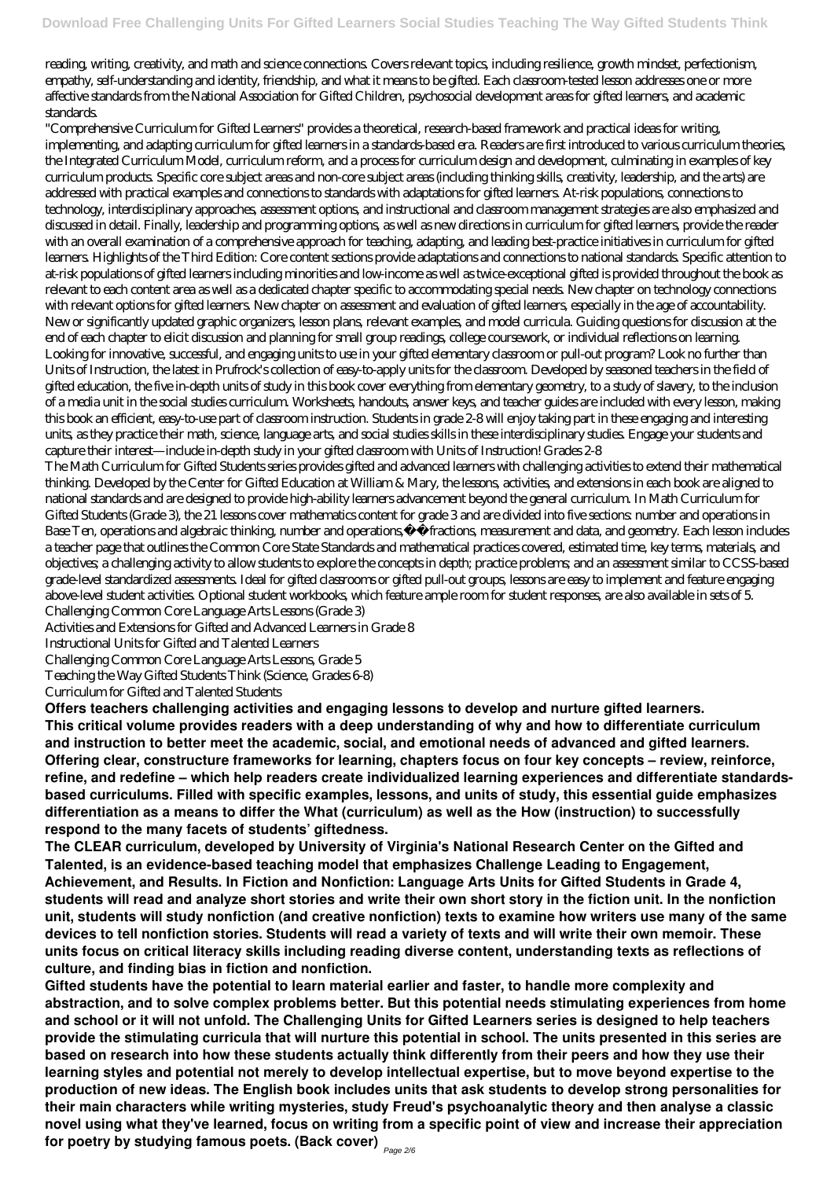reading, writing, creativity, and math and science connections. Covers relevant topics, including resilience, growth mindset, perfectionism, empathy, self-understanding and identity, friendship, and what it means to be gifted. Each classroom-tested lesson addresses one or more affective standards from the National Association for Gifted Children, psychosocial development areas for gifted learners, and academic standards.

"Comprehensive Curriculum for Gifted Learners" provides a theoretical, research-based framework and practical ideas for writing, implementing, and adapting curriculum for gifted learners in a standards-based era. Readers are first introduced to various curriculum theories, the Integrated Curriculum Model, curriculum reform, and a process for curriculum design and development, culminating in examples of key curriculum products. Specific core subject areas and non-core subject areas (including thinking skills, creativity, leadership, and the arts) are addressed with practical examples and connections to standards with adaptations for gifted learners. At-risk populations, connections to technology, interdisciplinary approaches, assessment options, and instructional and classroom management strategies are also emphasized and discussed in detail. Finally, leadership and programming options, as well as new directions in curriculum for gifted learners, provide the reader with an overall examination of a comprehensive approach for teaching, adapting, and leading best-practice initiatives in curriculum for gifted learners. Highlights of the Third Edition: Core content sections provide adaptations and connections to national standards. Specific attention to at-risk populations of gifted learners including minorities and low-income as well as twice-exceptional gifted is provided throughout the book as relevant to each content area as well as a dedicated chapter specific to accommodating special needs. New chapter on technology connections with relevant options for gifted learners. New chapter on assessment and evaluation of gifted learners, especially in the age of accountability. New or significantly updated graphic organizers, lesson plans, relevant examples, and model curricula. Guiding questions for discussion at the end of each chapter to elicit discussion and planning for small group readings, college coursework, or individual reflections on learning.

Looking for innovative, successful, and engaging units to use in your gifted elementary classroom or pull-out program? Look no further than Units of Instruction, the latest in Prufrock's collection of easy-to-apply units for the classroom. Developed by seasoned teachers in the field of gifted education, the five in-depth units of study in this book cover everything from elementary geometry, to a study of slavery, to the inclusion of a media unit in the social studies curriculum. Worksheets, handouts, answer keys, and teacher guides are included with every lesson, making this book an efficient, easy-to-use part of classroom instruction. Students in grade 2-8 will enjoy taking part in these engaging and interesting units, as they practice their math, science, language arts, and social studies skills in these interdisciplinary studies. Engage your students and capture their interest—include in-depth study in your gifted classroom with Units of Instruction! Grades 2-8

The Math Curriculum for Gifted Students series provides gifted and advanced learners with challenging activities to extend their mathematical thinking. Developed by the Center for Gifted Education at William & Mary, the lessons, activities, and extensions in each book are aligned to national standards and are designed to provide high-ability learners advancement beyond the general curriculum. In Math Curriculum for Gifted Students (Grade 3), the 21 lessons cover mathematics content for grade 3 and are divided into five sections: number and operations in Base Ten, operations and algebraic thinking, number and operations, fractions, measurement and data, and geometry. Each lesson includes a teacher page that outlines the Common Core State Standards and mathematical practices covered, estimated time, key terms, materials, and objectives; a challenging activity to allow students to explore the concepts in depth; practice problems; and an assessment similar to CCSS-based grade-level standardized assessments. Ideal for gifted classrooms or gifted pull-out groups, lessons are easy to implement and feature engaging above-level student activities. Optional student workbooks, which feature ample room for student responses, are also available in sets of 5.

Challenging Common Core Language Arts Lessons (Grade 3)

Activities and Extensions for Gifted and Advanced Learners in Grade 8

Instructional Units for Gifted and Talented Learners

Challenging Common Core Language Arts Lessons, Grade 5

Teaching the Way Gifted Students Think (Science, Grades 6-8)

Curriculum for Gifted and Talented Students

**Offers teachers challenging activities and engaging lessons to develop and nurture gifted learners.**

**This critical volume provides readers with a deep understanding of why and how to differentiate curriculum and instruction to better meet the academic, social, and emotional needs of advanced and gifted learners. Offering clear, constructure frameworks for learning, chapters focus on four key concepts – review, reinforce, refine, and redefine – which help readers create individualized learning experiences and differentiate standards-based curriculums. Filled with specific examples, lessons, and units of study, this essential guide emphasizes differentiation as a means to differ the What (curriculum) as well as the How (instruction) to successfully respond to the many facets of students' giftedness.**

**The CLEAR curriculum, developed by University of Virginia's National Research Center on the Gifted and Talented, is an evidence-based teaching model that emphasizes Challenge Leading to Engagement, Achievement, and Results. In Fiction and Nonfiction: Language Arts Units for Gifted Students in Grade 4, students will read and analyze short stories and write their own short story in the fiction unit. In the nonfiction unit, students will study nonfiction (and creative nonfiction) texts to examine how writers use many of the same devices to tell nonfiction stories. Students will read a variety of texts and will write their own memoir. These units focus on critical literacy skills including reading diverse content, understanding texts as reflections of culture, and finding bias in fiction and nonfiction.**

**Gifted students have the potential to learn material earlier and faster, to handle more complexity and abstraction, and to solve complex problems better. But this potential needs stimulating experiences from home and school or it will not unfold. The Challenging Units for Gifted Learners series is designed to help teachers provide the stimulating curricula that will nurture this potential in school. The units presented in this series are based on research into how these students actually think differently from their peers and how they use their learning styles and potential not merely to develop intellectual expertise, but to move beyond expertise to the production of new ideas. The English book includes units that ask students to develop strong personalities for their main characters while writing mysteries, study Freud's psychoanalytic theory and then analyse a classic novel using what they've learned, focus on writing from a specific point of view and increase their appreciation for poetry by studying famous poets. (Back cover)**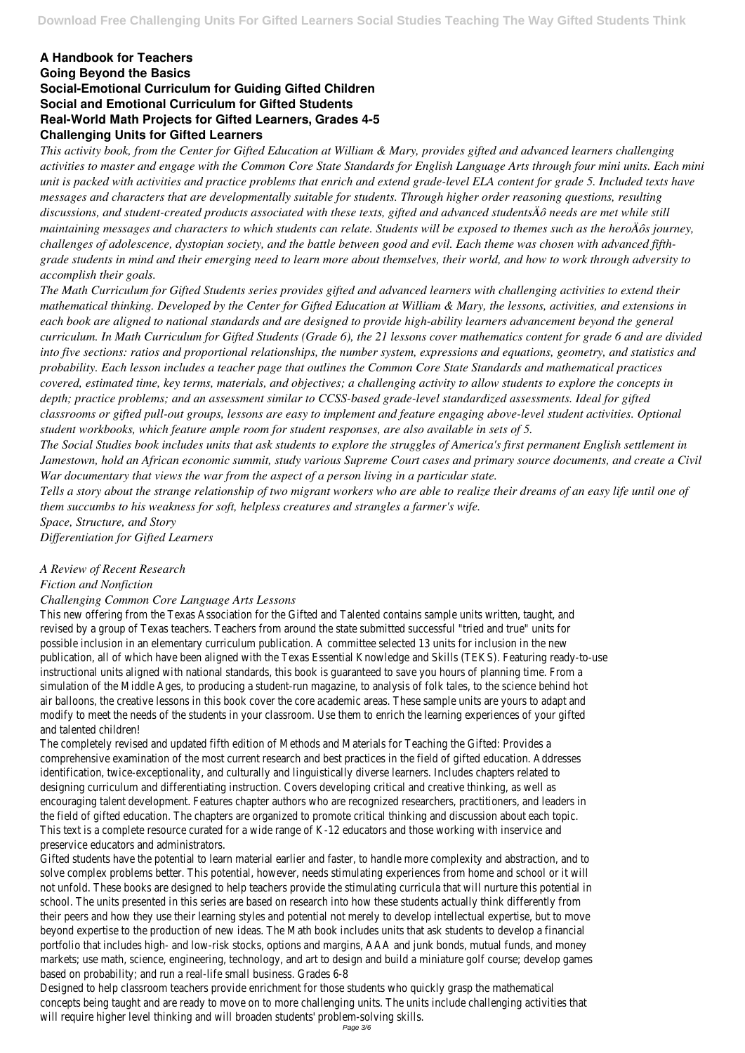**A Handbook for Teachers**
**Going Beyond the Basics**
**Social-Emotional Curriculum for Guiding Gifted Children**
**Social and Emotional Curriculum for Gifted Students**
**Real-World Math Projects for Gifted Learners, Grades 4-5**
**Challenging Units for Gifted Learners**

*This activity book, from the Center for Gifted Education at William & Mary, provides gifted and advanced learners challenging activities to master and engage with the Common Core State Standards for English Language Arts through four mini units. Each mini unit is packed with activities and practice problems that enrich and extend grade-level ELA content for grade 5. Included texts have messages and characters that are developmentally suitable for students. Through higher order reasoning questions, resulting discussions, and student-created products associated with these texts, gifted and advanced studentsÄô needs are met while still maintaining messages and characters to which students can relate. Students will be exposed to themes such as the heroÄôs journey, challenges of adolescence, dystopian society, and the battle between good and evil. Each theme was chosen with advanced fifth-grade students in mind and their emerging need to learn more about themselves, their world, and how to work through adversity to accomplish their goals.*

*The Math Curriculum for Gifted Students series provides gifted and advanced learners with challenging activities to extend their mathematical thinking. Developed by the Center for Gifted Education at William & Mary, the lessons, activities, and extensions in each book are aligned to national standards and are designed to provide high-ability learners advancement beyond the general curriculum. In Math Curriculum for Gifted Students (Grade 6), the 21 lessons cover mathematics content for grade 6 and are divided into five sections: ratios and proportional relationships, the number system, expressions and equations, geometry, and statistics and probability. Each lesson includes a teacher page that outlines the Common Core State Standards and mathematical practices covered, estimated time, key terms, materials, and objectives; a challenging activity to allow students to explore the concepts in depth; practice problems; and an assessment similar to CCSS-based grade-level standardized assessments. Ideal for gifted classrooms or gifted pull-out groups, lessons are easy to implement and feature engaging above-level student activities. Optional student workbooks, which feature ample room for student responses, are also available in sets of 5.*

*The Social Studies book includes units that ask students to explore the struggles of America's first permanent English settlement in Jamestown, hold an African economic summit, study various Supreme Court cases and primary source documents, and create a Civil War documentary that views the war from the aspect of a person living in a particular state.*

*Tells a story about the strange relationship of two migrant workers who are able to realize their dreams of an easy life until one of them succumbs to his weakness for soft, helpless creatures and strangles a farmer's wife.*

*Space, Structure, and Story*

*Differentiation for Gifted Learners*

*A Review of Recent Research*

*Fiction and Nonfiction*

*Challenging Common Core Language Arts Lessons*

This new offering from the Texas Association for the Gifted and Talented contains sample units written, taught, and revised by a group of Texas teachers. Teachers from around the state submitted successful "tried and true" units for possible inclusion in an elementary curriculum publication. A committee selected 13 units for inclusion in the new publication, all of which have been aligned with the Texas Essential Knowledge and Skills (TEKS). Featuring ready-to-use instructional units aligned with national standards, this book is guaranteed to save you hours of planning time. From a simulation of the Middle Ages, to producing a student-run magazine, to analysis of folk tales, to the science behind hot air balloons, the creative lessons in this book cover the core academic areas. These sample units are yours to adapt and modify to meet the needs of the students in your classroom. Use them to enrich the learning experiences of your gifted and talented children!

The completely revised and updated fifth edition of Methods and Materials for Teaching the Gifted: Provides a comprehensive examination of the most current research and best practices in the field of gifted education. Addresses identification, twice-exceptionality, and culturally and linguistically diverse learners. Includes chapters related to designing curriculum and differentiating instruction. Covers developing critical and creative thinking, as well as encouraging talent development. Features chapter authors who are recognized researchers, practitioners, and leaders in the field of gifted education. The chapters are organized to promote critical thinking and discussion about each topic. This text is a complete resource curated for a wide range of K-12 educators and those working with inservice and preservice educators and administrators.

Gifted students have the potential to learn material earlier and faster, to handle more complexity and abstraction, and to solve complex problems better. This potential, however, needs stimulating experiences from home and school or it will not unfold. These books are designed to help teachers provide the stimulating curricula that will nurture this potential in school. The units presented in this series are based on research into how these students actually think differently from their peers and how they use their learning styles and potential not merely to develop intellectual expertise, but to move beyond expertise to the production of new ideas. The Math book includes units that ask students to develop a financial portfolio that includes high- and low-risk stocks, options and margins, AAA and junk bonds, mutual funds, and money markets; use math, science, engineering, technology, and art to design and build a miniature golf course; develop games based on probability; and run a real-life small business. Grades 6-8

Designed to help classroom teachers provide enrichment for those students who quickly grasp the mathematical concepts being taught and are ready to move on to more challenging units. The units include challenging activities that will require higher level thinking and will broaden students' problem-solving skills.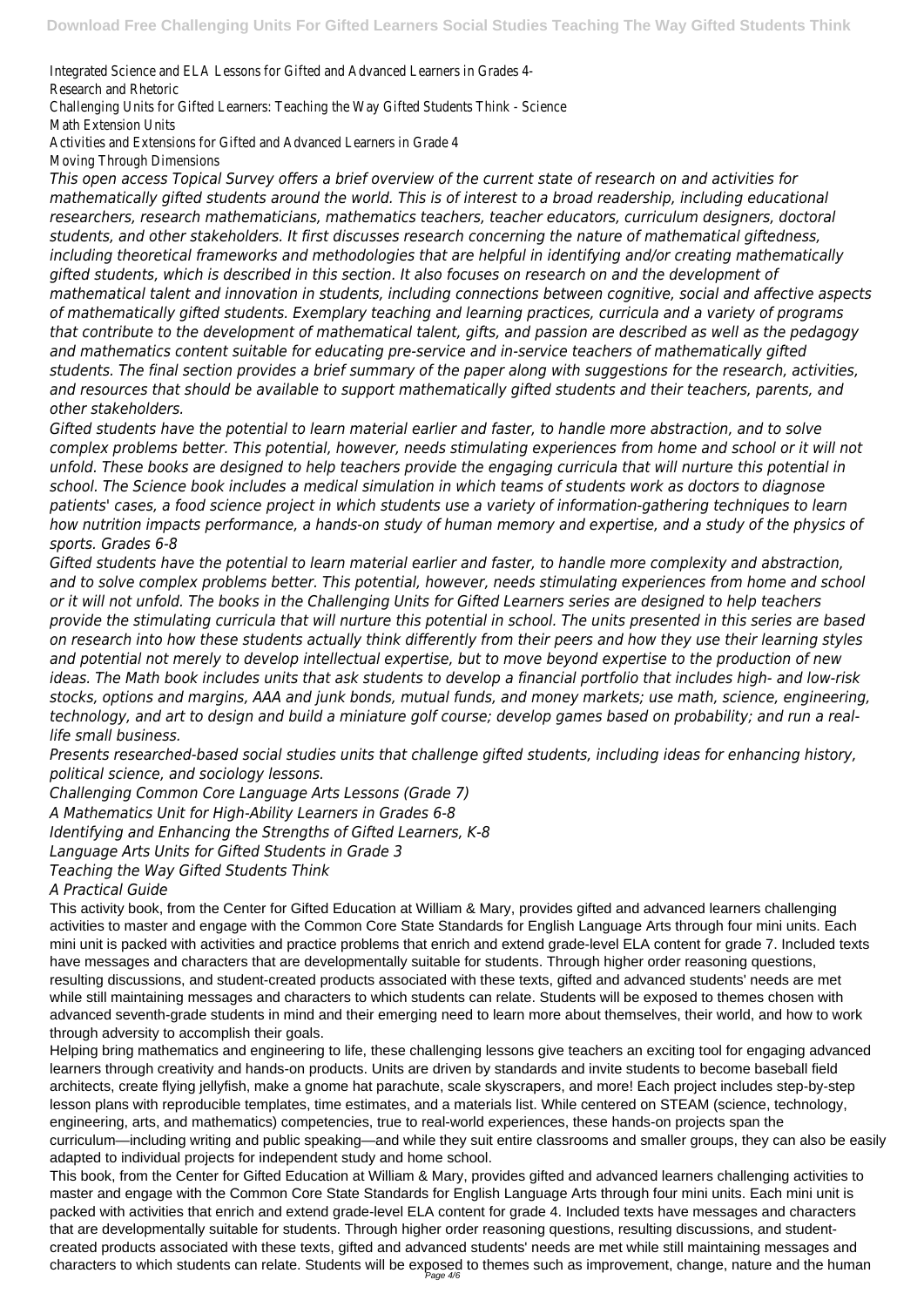Integrated Science and ELA Lessons for Gifted and Advanced Learners in Grades 4-
Research and Rhetoric
Challenging Units for Gifted Learners: Teaching the Way Gifted Students Think - Science
Math Extension Units
Activities and Extensions for Gifted and Advanced Learners in Grade 4
Moving Through Dimensions

*This open access Topical Survey offers a brief overview of the current state of research on and activities for mathematically gifted students around the world. This is of interest to a broad readership, including educational researchers, research mathematicians, mathematics teachers, teacher educators, curriculum designers, doctoral students, and other stakeholders. It first discusses research concerning the nature of mathematical giftedness, including theoretical frameworks and methodologies that are helpful in identifying and/or creating mathematically gifted students, which is described in this section. It also focuses on research on and the development of mathematical talent and innovation in students, including connections between cognitive, social and affective aspects of mathematically gifted students. Exemplary teaching and learning practices, curricula and a variety of programs that contribute to the development of mathematical talent, gifts, and passion are described as well as the pedagogy and mathematics content suitable for educating pre-service and in-service teachers of mathematically gifted students. The final section provides a brief summary of the paper along with suggestions for the research, activities, and resources that should be available to support mathematically gifted students and their teachers, parents, and other stakeholders.*

*Gifted students have the potential to learn material earlier and faster, to handle more abstraction, and to solve complex problems better. This potential, however, needs stimulating experiences from home and school or it will not unfold. These books are designed to help teachers provide the engaging curricula that will nurture this potential in school. The Science book includes a medical simulation in which teams of students work as doctors to diagnose patients' cases, a food science project in which students use a variety of information-gathering techniques to learn how nutrition impacts performance, a hands-on study of human memory and expertise, and a study of the physics of sports. Grades 6-8*

*Gifted students have the potential to learn material earlier and faster, to handle more complexity and abstraction, and to solve complex problems better. This potential, however, needs stimulating experiences from home and school or it will not unfold. The books in the Challenging Units for Gifted Learners series are designed to help teachers provide the stimulating curricula that will nurture this potential in school. The units presented in this series are based on research into how these students actually think differently from their peers and how they use their learning styles and potential not merely to develop intellectual expertise, but to move beyond expertise to the production of new ideas. The Math book includes units that ask students to develop a financial portfolio that includes high- and low-risk stocks, options and margins, AAA and junk bonds, mutual funds, and money markets; use math, science, engineering, technology, and art to design and build a miniature golf course; develop games based on probability; and run a real-life small business.*

*Presents researched-based social studies units that challenge gifted students, including ideas for enhancing history, political science, and sociology lessons.*

*Challenging Common Core Language Arts Lessons (Grade 7)*
*A Mathematics Unit for High-Ability Learners in Grades 6-8*
*Identifying and Enhancing the Strengths of Gifted Learners, K-8*
*Language Arts Units for Gifted Students in Grade 3*
*Teaching the Way Gifted Students Think*
*A Practical Guide*

This activity book, from the Center for Gifted Education at William & Mary, provides gifted and advanced learners challenging activities to master and engage with the Common Core State Standards for English Language Arts through four mini units. Each mini unit is packed with activities and practice problems that enrich and extend grade-level ELA content for grade 7. Included texts have messages and characters that are developmentally suitable for students. Through higher order reasoning questions, resulting discussions, and student-created products associated with these texts, gifted and advanced students' needs are met while still maintaining messages and characters to which students can relate. Students will be exposed to themes chosen with advanced seventh-grade students in mind and their emerging need to learn more about themselves, their world, and how to work through adversity to accomplish their goals.

Helping bring mathematics and engineering to life, these challenging lessons give teachers an exciting tool for engaging advanced learners through creativity and hands-on products. Units are driven by standards and invite students to become baseball field architects, create flying jellyfish, make a gnome hat parachute, scale skyscrapers, and more! Each project includes step-by-step lesson plans with reproducible templates, time estimates, and a materials list. While centered on STEAM (science, technology, engineering, arts, and mathematics) competencies, true to real-world experiences, these hands-on projects span the curriculum—including writing and public speaking—and while they suit entire classrooms and smaller groups, they can also be easily adapted to individual projects for independent study and home school.

This book, from the Center for Gifted Education at William & Mary, provides gifted and advanced learners challenging activities to master and engage with the Common Core State Standards for English Language Arts through four mini units. Each mini unit is packed with activities that enrich and extend grade-level ELA content for grade 4. Included texts have messages and characters that are developmentally suitable for students. Through higher order reasoning questions, resulting discussions, and student-created products associated with these texts, gifted and advanced students' needs are met while still maintaining messages and characters to which students can relate. Students will be exposed to themes such as improvement, change, nature and the human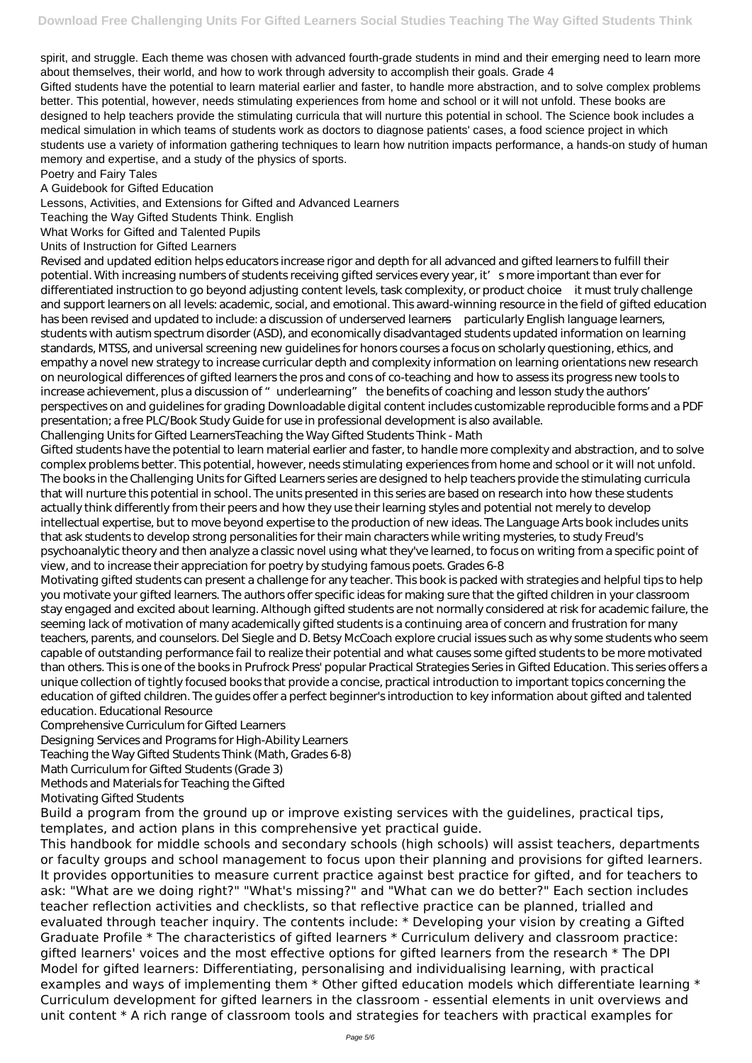spirit, and struggle. Each theme was chosen with advanced fourth-grade students in mind and their emerging need to learn more about themselves, their world, and how to work through adversity to accomplish their goals. Grade 4

Gifted students have the potential to learn material earlier and faster, to handle more abstraction, and to solve complex problems better. This potential, however, needs stimulating experiences from home and school or it will not unfold. These books are designed to help teachers provide the stimulating curricula that will nurture this potential in school. The Science book includes a medical simulation in which teams of students work as doctors to diagnose patients' cases, a food science project in which students use a variety of information gathering techniques to learn how nutrition impacts performance, a hands-on study of human memory and expertise, and a study of the physics of sports.

Poetry and Fairy Tales

A Guidebook for Gifted Education

Lessons, Activities, and Extensions for Gifted and Advanced Learners

Teaching the Way Gifted Students Think. English

What Works for Gifted and Talented Pupils

Units of Instruction for Gifted Learners

Revised and updated edition helps educators increase rigor and depth for all advanced and gifted learners to fulfill their potential. With increasing numbers of students receiving gifted services every year, it's more important than ever for differentiated instruction to go beyond adjusting content levels, task complexity, or product choice—it must truly challenge and support learners on all levels: academic, social, and emotional. This award-winning resource in the field of gifted education has been revised and updated to include: a discussion of underserved learners—particularly English language learners, students with autism spectrum disorder (ASD), and economically disadvantaged students updated information on learning standards, MTSS, and universal screening new guidelines for honors courses a focus on scholarly questioning, ethics, and empathy a novel new strategy to increase curricular depth and complexity information on learning orientations new research on neurological differences of gifted learners the pros and cons of co-teaching and how to assess its progress new tools to increase achievement, plus a discussion of "underlearning" the benefits of coaching and lesson study the authors' perspectives on and guidelines for grading Downloadable digital content includes customizable reproducible forms and a PDF presentation; a free PLC/Book Study Guide for use in professional development is also available.

Challenging Units for Gifted LearnersTeaching the Way Gifted Students Think - Math

Gifted students have the potential to learn material earlier and faster, to handle more complexity and abstraction, and to solve complex problems better. This potential, however, needs stimulating experiences from home and school or it will not unfold. The books in the Challenging Units for Gifted Learners series are designed to help teachers provide the stimulating curricula that will nurture this potential in school. The units presented in this series are based on research into how these students actually think differently from their peers and how they use their learning styles and potential not merely to develop intellectual expertise, but to move beyond expertise to the production of new ideas. The Language Arts book includes units that ask students to develop strong personalities for their main characters while writing mysteries, to study Freud's psychoanalytic theory and then analyze a classic novel using what they've learned, to focus on writing from a specific point of view, and to increase their appreciation for poetry by studying famous poets. Grades 6-8

Motivating gifted students can present a challenge for any teacher. This book is packed with strategies and helpful tips to help you motivate your gifted learners. The authors offer specific ideas for making sure that the gifted children in your classroom stay engaged and excited about learning. Although gifted students are not normally considered at risk for academic failure, the seeming lack of motivation of many academically gifted students is a continuing area of concern and frustration for many teachers, parents, and counselors. Del Siegle and D. Betsy McCoach explore crucial issues such as why some students who seem capable of outstanding performance fail to realize their potential and what causes some gifted students to be more motivated than others. This is one of the books in Prufrock Press' popular Practical Strategies Series in Gifted Education. This series offers a unique collection of tightly focused books that provide a concise, practical introduction to important topics concerning the education of gifted children. The guides offer a perfect beginner's introduction to key information about gifted and talented education. Educational Resource

Comprehensive Curriculum for Gifted Learners

Designing Services and Programs for High-Ability Learners

Teaching the Way Gifted Students Think (Math, Grades 6-8)

Math Curriculum for Gifted Students (Grade 3)

Methods and Materials for Teaching the Gifted

Motivating Gifted Students

Build a program from the ground up or improve existing services with the guidelines, practical tips, templates, and action plans in this comprehensive yet practical guide.

This handbook for middle schools and secondary schools (high schools) will assist teachers, departments or faculty groups and school management to focus upon their planning and provisions for gifted learners. It provides opportunities to measure current practice against best practice for gifted, and for teachers to ask: "What are we doing right?" "What's missing?" and "What can we do better?" Each section includes teacher reflection activities and checklists, so that reflective practice can be planned, trialled and evaluated through teacher inquiry. The contents include: * Developing your vision by creating a Gifted Graduate Profile * The characteristics of gifted learners * Curriculum delivery and classroom practice: gifted learners' voices and the most effective options for gifted learners from the research * The DPI Model for gifted learners: Differentiating, personalising and individualising learning, with practical examples and ways of implementing them * Other gifted education models which differentiate learning * Curriculum development for gifted learners in the classroom - essential elements in unit overviews and unit content * A rich range of classroom tools and strategies for teachers with practical examples for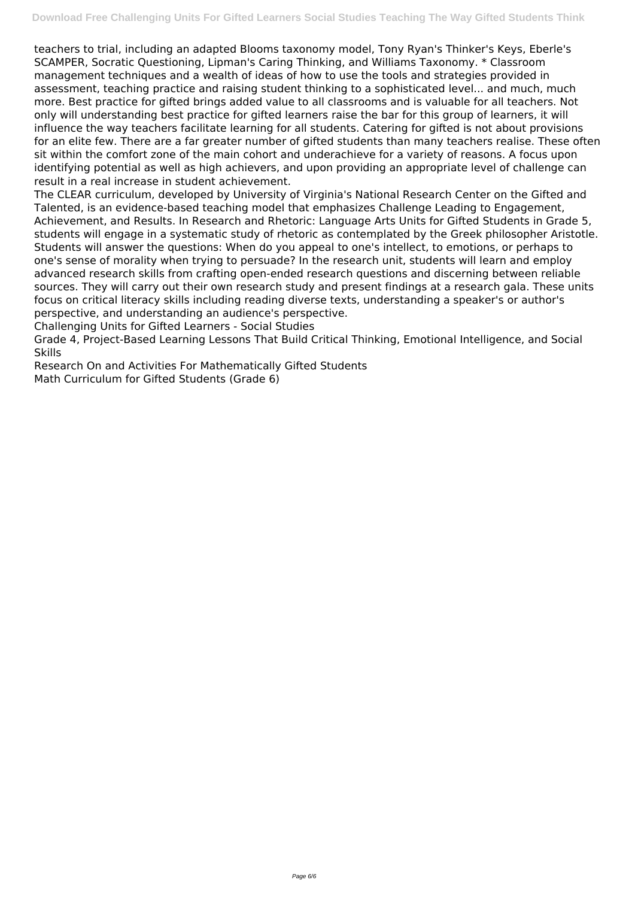teachers to trial, including an adapted Blooms taxonomy model, Tony Ryan's Thinker's Keys, Eberle's SCAMPER, Socratic Questioning, Lipman's Caring Thinking, and Williams Taxonomy. * Classroom management techniques and a wealth of ideas of how to use the tools and strategies provided in assessment, teaching practice and raising student thinking to a sophisticated level... and much, much more. Best practice for gifted brings added value to all classrooms and is valuable for all teachers. Not only will understanding best practice for gifted learners raise the bar for this group of learners, it will influence the way teachers facilitate learning for all students. Catering for gifted is not about provisions for an elite few. There are a far greater number of gifted students than many teachers realise. These often sit within the comfort zone of the main cohort and underachieve for a variety of reasons. A focus upon identifying potential as well as high achievers, and upon providing an appropriate level of challenge can result in a real increase in student achievement.

The CLEAR curriculum, developed by University of Virginia's National Research Center on the Gifted and Talented, is an evidence-based teaching model that emphasizes Challenge Leading to Engagement, Achievement, and Results. In Research and Rhetoric: Language Arts Units for Gifted Students in Grade 5, students will engage in a systematic study of rhetoric as contemplated by the Greek philosopher Aristotle. Students will answer the questions: When do you appeal to one's intellect, to emotions, or perhaps to one's sense of morality when trying to persuade? In the research unit, students will learn and employ advanced research skills from crafting open-ended research questions and discerning between reliable sources. They will carry out their own research study and present findings at a research gala. These units focus on critical literacy skills including reading diverse texts, understanding a speaker's or author's perspective, and understanding an audience's perspective.

Challenging Units for Gifted Learners - Social Studies

Grade 4, Project-Based Learning Lessons That Build Critical Thinking, Emotional Intelligence, and Social Skills

Research On and Activities For Mathematically Gifted Students

Math Curriculum for Gifted Students (Grade 6)